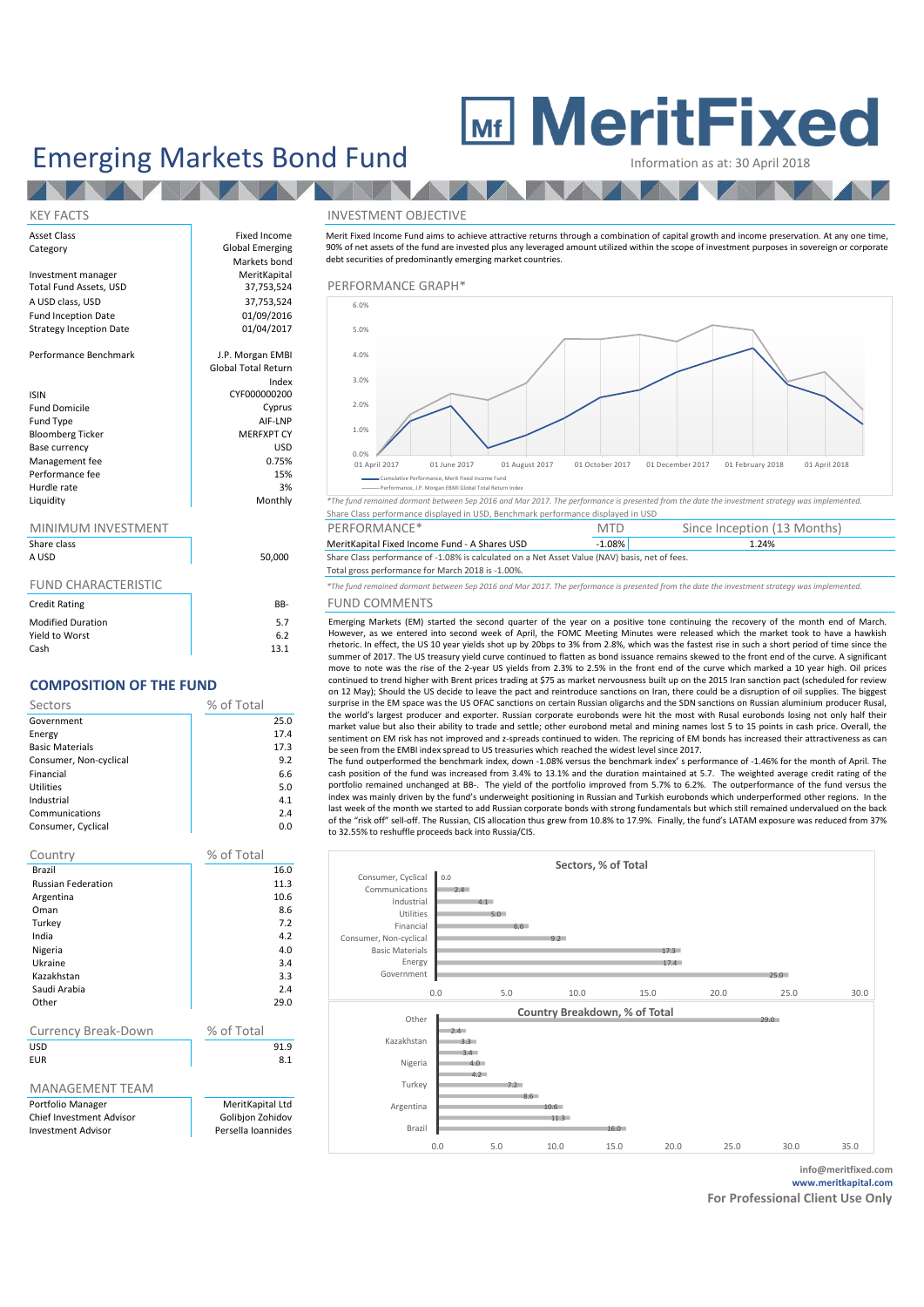# Emerging Markets Bond Fund

**MeritFixed**

Information as at: 30 April 2018

## KEY FACTS

| | |
|---|---|
| Asset Class | Fixed Income |
| Category | Global Emerging Markets bond |
| Investment manager | MeritKapital |
| Total Fund Assets, USD | 37,753,524 |
| A USD class, USD | 37,753,524 |
| Fund Inception Date | 01/09/2016 |
| Strategy Inception Date | 01/04/2017 |
| Performance Benchmark | J.P. Morgan EMBI Global Total Return Index |
| ISIN | CYF000000200 |
| Fund Domicile | Cyprus |
| Fund Type | AIF-LNP |
| Bloomberg Ticker | MERFXPT CY |
| Base currency | USD |
| Management fee | 0.75% |
| Performance fee | 15% |
| Hurdle rate | 3% |
| Liquidity | Monthly |

## MINIMUM INVESTMENT

| Share class | |
|---|---|
| A USD | 50,000 |

## FUND CHARACTERISTIC

| | |
|---|---|
| Credit Rating | BB- |
| Modified Duration | 5.7 |
| Yield to Worst | 6.2 |
| Cash | 13.1 |

## COMPOSITION OF THE FUND

| Sectors | % of Total |
|---|---|
| Government | 25.0 |
| Energy | 17.4 |
| Basic Materials | 17.3 |
| Consumer, Non-cyclical | 9.2 |
| Financial | 6.6 |
| Utilities | 5.0 |
| Industrial | 4.1 |
| Communications | 2.4 |
| Consumer, Cyclical | 0.0 |

| Country | % of Total |
|---|---|
| Brazil | 16.0 |
| Russian Federation | 11.3 |
| Argentina | 10.6 |
| Oman | 8.6 |
| Turkey | 7.2 |
| India | 4.2 |
| Nigeria | 4.0 |
| Ukraine | 3.4 |
| Kazakhstan | 3.3 |
| Saudi Arabia | 2.4 |
| Other | 29.0 |

| Currency Break-Down | % of Total |
|---|---|
| USD | 91.9 |
| EUR | 8.1 |

## MANAGEMENT TEAM

| | |
|---|---|
| Portfolio Manager | MeritKapital Ltd |
| Chief Investment Advisor | Golibjon Zohidov |
| Investment Advisor | Persella Ioannides |

## INVESTMENT OBJECTIVE

Merit Fixed Income Fund aims to achieve attractive returns through a combination of capital growth and income preservation. At any one time, 90% of net assets of the fund are invested plus any leveraged amount utilized within the scope of investment purposes in sovereign or corporate debt securities of predominantly emerging market countries.

## PERFORMANCE GRAPH*

Cumulative Performance, Merit Fixed Income Fund; Performance, J.P. Morgan EBMI Global Total Return Index

*The fund remained dormant between Sep 2016 and Mar 2017. The performance is presented from the date the investment strategy was implemented.

Share Class performance displayed in USD, Benchmark performance displayed in USD

| PERFORMANCE* | MTD | Since Inception (13 Months) |
|---|---|---|
| MeritKapital Fixed Income Fund - A Shares USD | -1.08% | 1.24% |

Share Class performance of -1.08% is calculated on a Net Asset Value (NAV) basis, net of fees.

Total gross performance for March 2018 is -1.00%.

*The fund remained dormant between Sep 2016 and Mar 2017. The performance is presented from the date the investment strategy was implemented.

## FUND COMMENTS

Emerging Markets (EM) started the second quarter of the year on a positive tone continuing the recovery of the month end of March. However, as we entered into second week of April, the FOMC Meeting Minutes were released which the market took to have a hawkish rhetoric. In effect, the US 10 year yields shot up by 20bps to 3% from 2.8%, which was the fastest rise in such a short period of time since the summer of 2017. The US treasury yield curve continued to flatten as bond issuance remains skewed to the front end of the curve. A significant move to note was the rise of the 2-year US yields from 2.3% to 2.5% in the front end of the curve which marked a 10 year high. Oil prices continued to trend higher with Brent prices trading at $75 as market nervousness built up on the 2015 Iran sanction pact (scheduled for review on 12 May); Should the US decide to leave the pact and reintroduce sanctions on Iran, there could be a disruption of oil supplies. The biggest surprise in the EM space was the US OFAC sanctions on certain Russian oligarchs and the SDN sanctions on Russian aluminium producer Rusal, the world's largest producer and exporter. Russian corporate eurobonds were hit the most with Rusal eurobonds losing not only half their market value but also their ability to trade and settle; other eurobond metal and mining names lost 5 to 15 points in cash price. Overall, the sentiment on EM risk has not improved and z-spreads continued to widen. The repricing of EM bonds has increased their attractiveness as can be seen from the EMBI index spread to US treasuries which reached the widest level since 2017.

The fund outperformed the benchmark index, down -1.08% versus the benchmark index' s performance of -1.46% for the month of April. The cash position of the fund was increased from 3.4% to 13.1% and the duration maintained at 5.7. The weighted average credit rating of the portfolio remained unchanged at BB-. The yield of the portfolio improved from 5.7% to 6.2%. The outperformance of the fund versus the index was mainly driven by the fund's underweight positioning in Russian and Turkish eurobonds which underperformed other regions. In the last week of the month we started to add Russian corporate bonds with strong fundamentals but which still remained undervalued on the back of the "risk off" sell-off. The Russian, CIS allocation thus grew from 10.8% to 17.9%. Finally, the fund's LATAM exposure was reduced from 37% to 32.55% to reshuffle proceeds back into Russia/CIS.

**Sectors, % of Total**

**Country Breakdown, % of Total**

info@meritfixed.com
**www.meritkapital.com**
**For Professional Client Use Only**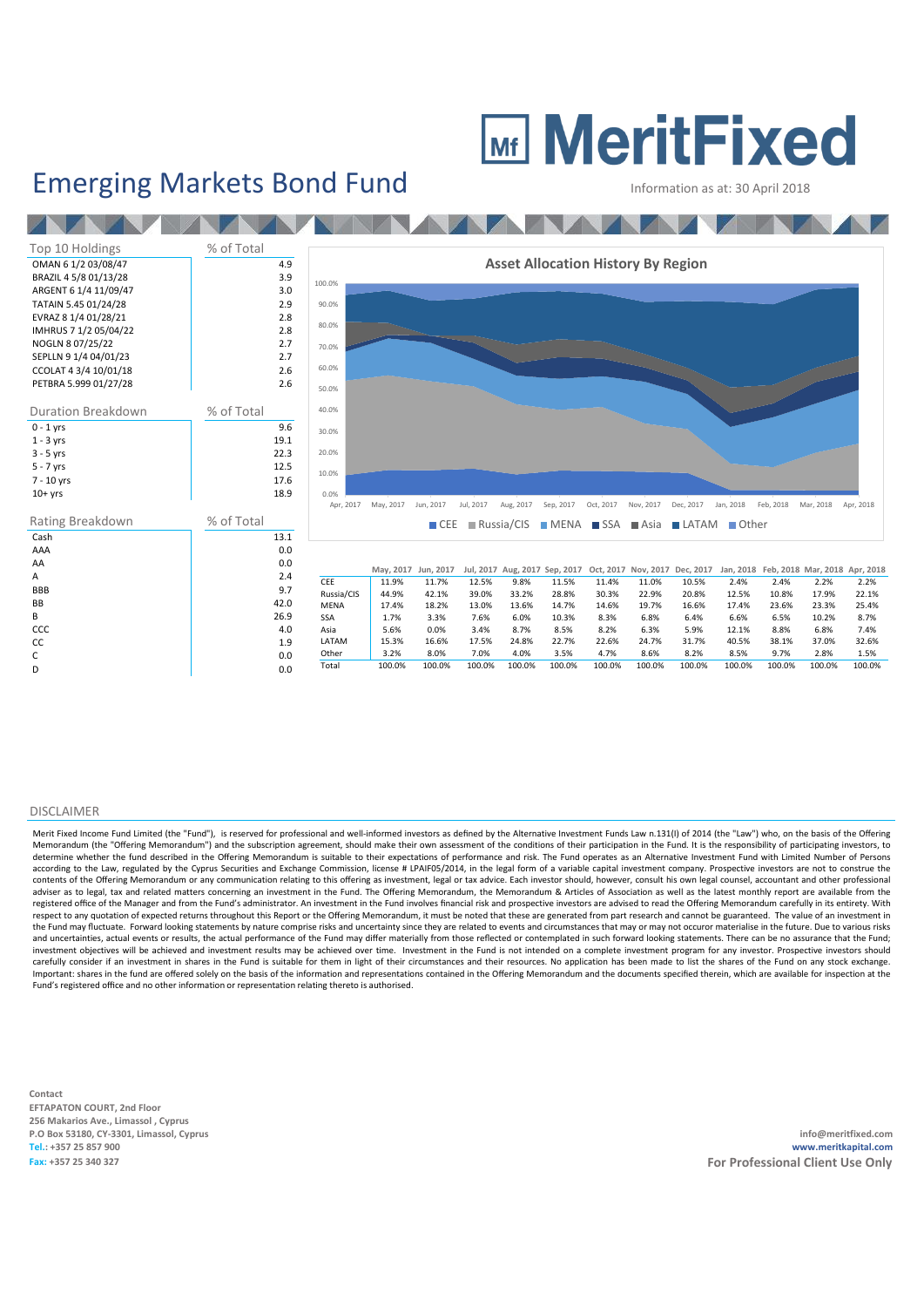# Emerging Markets Bond Fund

**MeritFixed**

Information as at: 30 April 2018

| Top 10 Holdings | % of Total |
|---|---|
| OMAN 6 1/2 03/08/47 | 4.9 |
| BRAZIL 4 5/8 01/13/28 | 3.9 |
| ARGENT 6 1/4 11/09/47 | 3.0 |
| TATAIN 5.45 01/24/28 | 2.9 |
| EVRAZ 8 1/4 01/28/21 | 2.8 |
| IMHRUS 7 1/2 05/04/22 | 2.8 |
| NOGLN 8 07/25/22 | 2.7 |
| SEPLLN 9 1/4 04/01/23 | 2.7 |
| CCOLAT 4 3/4 10/01/18 | 2.6 |
| PETBRA 5.999 01/27/28 | 2.6 |

| Duration Breakdown | % of Total |
|---|---|
| 0 - 1 yrs | 9.6 |
| 1 - 3 yrs | 19.1 |
| 3 - 5 yrs | 22.3 |
| 5 - 7 yrs | 12.5 |
| 7 - 10 yrs | 17.6 |
| 10+ yrs | 18.9 |

| Rating Breakdown | % of Total |
|---|---|
| Cash | 13.1 |
| AAA | 0.0 |
| AA | 0.0 |
| A | 2.4 |
| BBB | 9.7 |
| BB | 42.0 |
| B | 26.9 |
| CCC | 4.0 |
| CC | 1.9 |
| C | 0.0 |
| D | 0.0 |

**Asset Allocation History By Region**

100.0%
90.0%
80.0%
70.0%
60.0%
50.0%
40.0%
30.0%
20.0%
10.0%
0.0%

Apr, 2017 May, 2017 Jun, 2017 Jul, 2017 Aug, 2017 Sep, 2017 Oct, 2017 Nov, 2017 Dec, 2017 Jan, 2018 Feb, 2018 Mar, 2018 Apr, 2018

CEE Russia/CIS MENA SSA Asia LATAM Other

| | May, 2017 | Jun, 2017 | Jul, 2017 | Aug, 2017 | Sep, 2017 | Oct, 2017 | Nov, 2017 | Dec, 2017 | Jan, 2018 | Feb, 2018 | Mar, 2018 | Apr, 2018 |
|---|---|---|---|---|---|---|---|---|---|---|---|---|
| CEE | 11.9% | 11.7% | 12.5% | 9.8% | 11.5% | 11.4% | 11.0% | 10.5% | 2.4% | 2.4% | 2.2% | 2.2% |
| Russia/CIS | 44.9% | 42.1% | 39.0% | 33.2% | 28.8% | 30.3% | 22.9% | 20.8% | 12.5% | 10.8% | 17.9% | 22.1% |
| MENA | 17.4% | 18.2% | 13.0% | 13.6% | 14.7% | 14.6% | 19.7% | 16.6% | 17.4% | 23.6% | 23.3% | 25.4% |
| SSA | 1.7% | 3.3% | 7.6% | 6.0% | 10.3% | 8.3% | 6.8% | 6.4% | 6.6% | 6.5% | 10.2% | 8.7% |
| Asia | 5.6% | 0.0% | 3.4% | 8.7% | 8.5% | 8.2% | 6.3% | 5.9% | 12.1% | 8.8% | 6.8% | 7.4% |
| LATAM | 15.3% | 16.6% | 17.5% | 24.8% | 22.7% | 22.6% | 24.7% | 31.7% | 40.5% | 38.1% | 37.0% | 32.6% |
| Other | 3.2% | 8.0% | 7.0% | 4.0% | 3.5% | 4.7% | 8.6% | 8.2% | 8.5% | 9.7% | 2.8% | 1.5% |
| Total | 100.0% | 100.0% | 100.0% | 100.0% | 100.0% | 100.0% | 100.0% | 100.0% | 100.0% | 100.0% | 100.0% | 100.0% |

## DISCLAIMER

Merit Fixed Income Fund Limited (the "Fund"), is reserved for professional and well-informed investors as defined by the Alternative Investment Funds Law n.131(I) of 2014 (the "Law") who, on the basis of the Offering Memorandum (the "Offering Memorandum") and the subscription agreement, should make their own assessment of the conditions of their participation in the Fund. It is the responsibility of participating investors, to determine whether the fund described in the Offering Memorandum is suitable to their expectations of performance and risk. The Fund operates as an Alternative Investment Fund with Limited Number of Persons according to the Law, regulated by the Cyprus Securities and Exchange Commission, license # LPAIF05/2014, in the legal form of a variable capital investment company. Prospective investors are not to construe the contents of the Offering Memorandum or any communication relating to this offering as investment, legal or tax advice. Each investor should, however, consult his own legal counsel, accountant and other professional adviser as to legal, tax and related matters concerning an investment in the Fund. The Offering Memorandum, the Memorandum & Articles of Association as well as the latest monthly report are available from the registered office of the Manager and from the Fund's administrator. An investment in the Fund involves financial risk and prospective investors are advised to read the Offering Memorandum carefully in its entirety. With respect to any quotation of expected returns throughout this Report or the Offering Memorandum, it must be noted that these are generated from part research and cannot be guaranteed. The value of an investment in the Fund may fluctuate. Forward looking statements by nature comprise risks and uncertainty since they are related to events and circumstances that may or may not occuror materialise in the future. Due to various risks and uncertainties, actual events or results, the actual performance of the Fund may differ materially from those reflected or contemplated in such forward looking statements. There can be no assurance that the Fund; investment objectives will be achieved and investment results may be achieved over time. Investment in the Fund is not intended on a complete investment program for any investor. Prospective investors should carefully consider if an investment in shares in the Fund is suitable for them in light of their circumstances and their resources. No application has been made to list the shares of the Fund on any stock exchange. Important: shares in the fund are offered solely on the basis of the information and representations contained in the Offering Memorandum and the documents specified therein, which are available for inspection at the Fund's registered office and no other information or representation relating thereto is authorised.

**Contact**
**EFTAPATON COURT, 2nd Floor**
**256 Makarios Ave., Limassol , Cyprus**
**P.O Box 53180, CY-3301, Limassol, Cyprus**
**Tel.: +357 25 857 900**
**Fax: +357 25 340 327**

**info@meritfixed.com**
**www.meritkapital.com**
**For Professional Client Use Only**